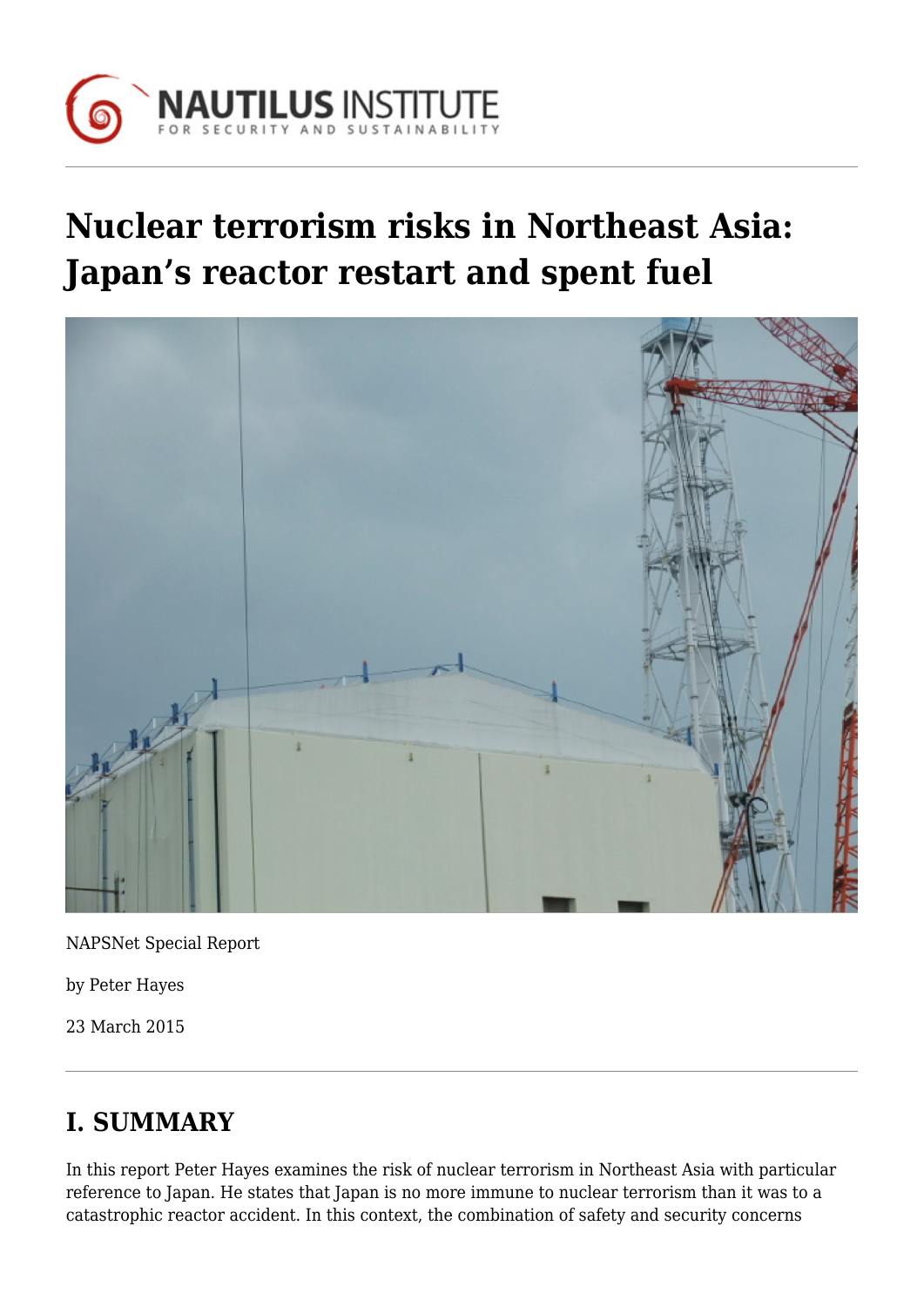# Nuclear terrorism risks in Northeast Asia: Japan's reactor restart and spent fuel

NAPSNet Special Report

by Peter Hayes

23 March 2015

## I. SUMMARY

In this report Peter Hayes examines the risk of nuclear terrorism in Northeast Asia with particular reference to Japan. He states that Japan is no more immune to nuclear terrorism than it was to a catastrophic reactor accident. In this context, the combination of safety and security concerns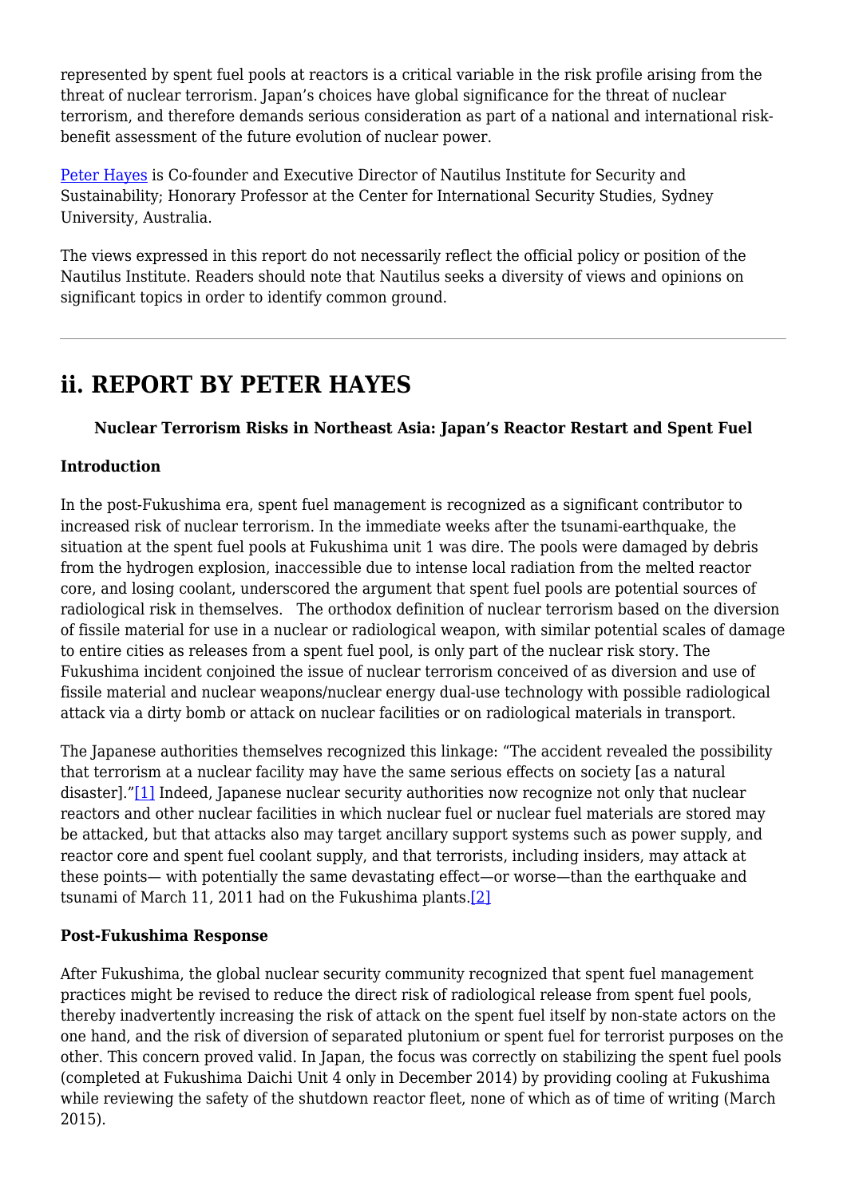represented by spent fuel pools at reactors is a critical variable in the risk profile arising from the threat of nuclear terrorism. Japan's choices have global significance for the threat of nuclear terrorism, and therefore demands serious consideration as part of a national and international risk-benefit assessment of the future evolution of nuclear power.

Peter Hayes is Co-founder and Executive Director of Nautilus Institute for Security and Sustainability; Honorary Professor at the Center for International Security Studies, Sydney University, Australia.

The views expressed in this report do not necessarily reflect the official policy or position of the Nautilus Institute. Readers should note that Nautilus seeks a diversity of views and opinions on significant topics in order to identify common ground.

---

## ii. REPORT BY PETER HAYES

**Nuclear Terrorism Risks in Northeast Asia: Japan's Reactor Restart and Spent Fuel**

### Introduction

In the post-Fukushima era, spent fuel management is recognized as a significant contributor to increased risk of nuclear terrorism. In the immediate weeks after the tsunami-earthquake, the situation at the spent fuel pools at Fukushima unit 1 was dire. The pools were damaged by debris from the hydrogen explosion, inaccessible due to intense local radiation from the melted reactor core, and losing coolant, underscored the argument that spent fuel pools are potential sources of radiological risk in themselves. The orthodox definition of nuclear terrorism based on the diversion of fissile material for use in a nuclear or radiological weapon, with similar potential scales of damage to entire cities as releases from a spent fuel pool, is only part of the nuclear risk story. The Fukushima incident conjoined the issue of nuclear terrorism conceived of as diversion and use of fissile material and nuclear weapons/nuclear energy dual-use technology with possible radiological attack via a dirty bomb or attack on nuclear facilities or on radiological materials in transport.

The Japanese authorities themselves recognized this linkage: "The accident revealed the possibility that terrorism at a nuclear facility may have the same serious effects on society [as a natural disaster]."[1] Indeed, Japanese nuclear security authorities now recognize not only that nuclear reactors and other nuclear facilities in which nuclear fuel or nuclear fuel materials are stored may be attacked, but that attacks also may target ancillary support systems such as power supply, and reactor core and spent fuel coolant supply, and that terrorists, including insiders, may attack at these points— with potentially the same devastating effect—or worse—than the earthquake and tsunami of March 11, 2011 had on the Fukushima plants.[2]

### Post-Fukushima Response

After Fukushima, the global nuclear security community recognized that spent fuel management practices might be revised to reduce the direct risk of radiological release from spent fuel pools, thereby inadvertently increasing the risk of attack on the spent fuel itself by non-state actors on the one hand, and the risk of diversion of separated plutonium or spent fuel for terrorist purposes on the other. This concern proved valid. In Japan, the focus was correctly on stabilizing the spent fuel pools (completed at Fukushima Daichi Unit 4 only in December 2014) by providing cooling at Fukushima while reviewing the safety of the shutdown reactor fleet, none of which as of time of writing (March 2015).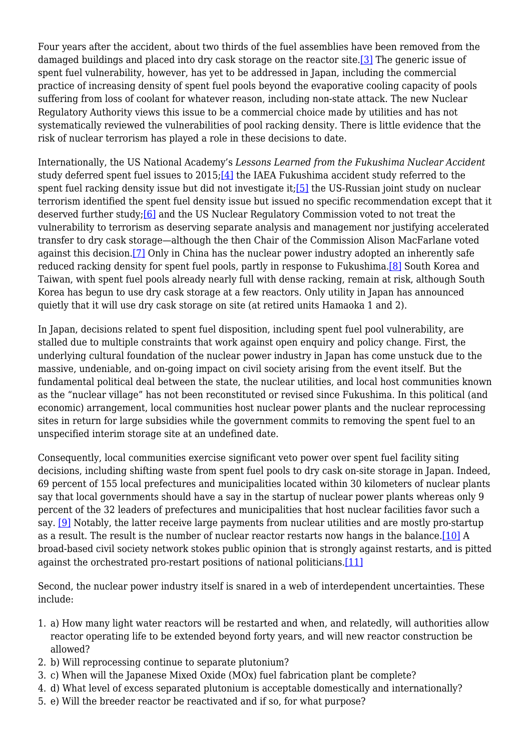Four years after the accident, about two thirds of the fuel assemblies have been removed from the damaged buildings and placed into dry cask storage on the reactor site.[3] The generic issue of spent fuel vulnerability, however, has yet to be addressed in Japan, including the commercial practice of increasing density of spent fuel pools beyond the evaporative cooling capacity of pools suffering from loss of coolant for whatever reason, including non-state attack. The new Nuclear Regulatory Authority views this issue to be a commercial choice made by utilities and has not systematically reviewed the vulnerabilities of pool racking density. There is little evidence that the risk of nuclear terrorism has played a role in these decisions to date.

Internationally, the US National Academy's *Lessons Learned from the Fukushima Nuclear Accident* study deferred spent fuel issues to 2015;[4] the IAEA Fukushima accident study referred to the spent fuel racking density issue but did not investigate it;[5] the US-Russian joint study on nuclear terrorism identified the spent fuel density issue but issued no specific recommendation except that it deserved further study;[6] and the US Nuclear Regulatory Commission voted to not treat the vulnerability to terrorism as deserving separate analysis and management nor justifying accelerated transfer to dry cask storage—although the then Chair of the Commission Alison MacFarlane voted against this decision.[7] Only in China has the nuclear power industry adopted an inherently safe reduced racking density for spent fuel pools, partly in response to Fukushima.[8] South Korea and Taiwan, with spent fuel pools already nearly full with dense racking, remain at risk, although South Korea has begun to use dry cask storage at a few reactors. Only utility in Japan has announced quietly that it will use dry cask storage on site (at retired units Hamaoka 1 and 2).

In Japan, decisions related to spent fuel disposition, including spent fuel pool vulnerability, are stalled due to multiple constraints that work against open enquiry and policy change. First, the underlying cultural foundation of the nuclear power industry in Japan has come unstuck due to the massive, undeniable, and on-going impact on civil society arising from the event itself. But the fundamental political deal between the state, the nuclear utilities, and local host communities known as the "nuclear village" has not been reconstituted or revised since Fukushima. In this political (and economic) arrangement, local communities host nuclear power plants and the nuclear reprocessing sites in return for large subsidies while the government commits to removing the spent fuel to an unspecified interim storage site at an undefined date.

Consequently, local communities exercise significant veto power over spent fuel facility siting decisions, including shifting waste from spent fuel pools to dry cask on-site storage in Japan. Indeed, 69 percent of 155 local prefectures and municipalities located within 30 kilometers of nuclear plants say that local governments should have a say in the startup of nuclear power plants whereas only 9 percent of the 32 leaders of prefectures and municipalities that host nuclear facilities favor such a say. [9] Notably, the latter receive large payments from nuclear utilities and are mostly pro-startup as a result. The result is the number of nuclear reactor restarts now hangs in the balance.[10] A broad-based civil society network stokes public opinion that is strongly against restarts, and is pitted against the orchestrated pro-restart positions of national politicians.[11]

Second, the nuclear power industry itself is snared in a web of interdependent uncertainties. These include:

1. a) How many light water reactors will be restarted and when, and relatedly, will authorities allow reactor operating life to be extended beyond forty years, and will new reactor construction be allowed?
2. b) Will reprocessing continue to separate plutonium?
3. c) When will the Japanese Mixed Oxide (MOx) fuel fabrication plant be complete?
4. d) What level of excess separated plutonium is acceptable domestically and internationally?
5. e) Will the breeder reactor be reactivated and if so, for what purpose?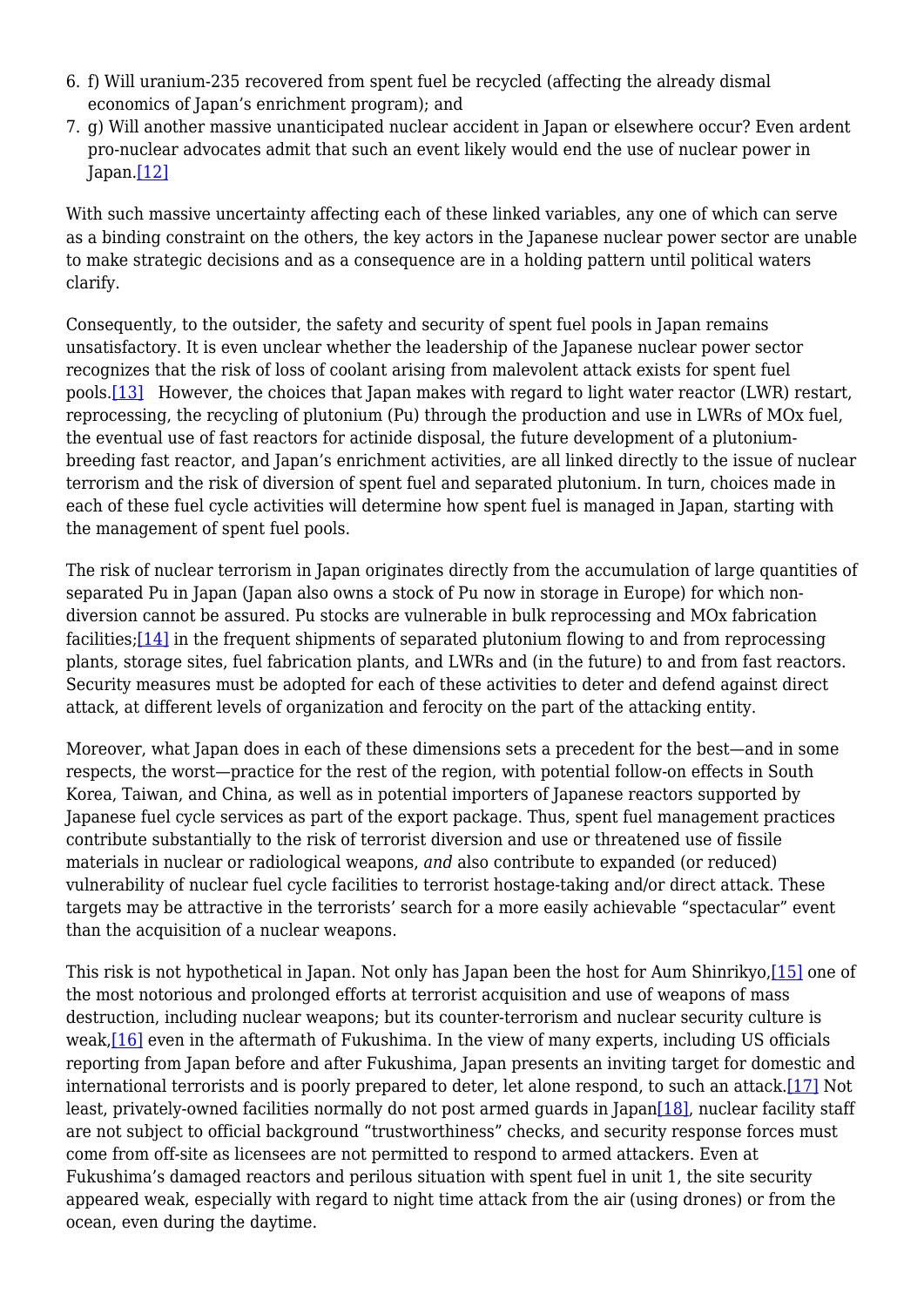6. f) Will uranium-235 recovered from spent fuel be recycled (affecting the already dismal economics of Japan's enrichment program); and
7. g) Will another massive unanticipated nuclear accident in Japan or elsewhere occur? Even ardent pro-nuclear advocates admit that such an event likely would end the use of nuclear power in Japan.[12]

With such massive uncertainty affecting each of these linked variables, any one of which can serve as a binding constraint on the others, the key actors in the Japanese nuclear power sector are unable to make strategic decisions and as a consequence are in a holding pattern until political waters clarify.

Consequently, to the outsider, the safety and security of spent fuel pools in Japan remains unsatisfactory. It is even unclear whether the leadership of the Japanese nuclear power sector recognizes that the risk of loss of coolant arising from malevolent attack exists for spent fuel pools.[13] However, the choices that Japan makes with regard to light water reactor (LWR) restart, reprocessing, the recycling of plutonium (Pu) through the production and use in LWRs of MOx fuel, the eventual use of fast reactors for actinide disposal, the future development of a plutonium-breeding fast reactor, and Japan's enrichment activities, are all linked directly to the issue of nuclear terrorism and the risk of diversion of spent fuel and separated plutonium. In turn, choices made in each of these fuel cycle activities will determine how spent fuel is managed in Japan, starting with the management of spent fuel pools.

The risk of nuclear terrorism in Japan originates directly from the accumulation of large quantities of separated Pu in Japan (Japan also owns a stock of Pu now in storage in Europe) for which non-diversion cannot be assured. Pu stocks are vulnerable in bulk reprocessing and MOx fabrication facilities;[14] in the frequent shipments of separated plutonium flowing to and from reprocessing plants, storage sites, fuel fabrication plants, and LWRs and (in the future) to and from fast reactors. Security measures must be adopted for each of these activities to deter and defend against direct attack, at different levels of organization and ferocity on the part of the attacking entity.

Moreover, what Japan does in each of these dimensions sets a precedent for the best—and in some respects, the worst—practice for the rest of the region, with potential follow-on effects in South Korea, Taiwan, and China, as well as in potential importers of Japanese reactors supported by Japanese fuel cycle services as part of the export package. Thus, spent fuel management practices contribute substantially to the risk of terrorist diversion and use or threatened use of fissile materials in nuclear or radiological weapons, *and* also contribute to expanded (or reduced) vulnerability of nuclear fuel cycle facilities to terrorist hostage-taking and/or direct attack. These targets may be attractive in the terrorists' search for a more easily achievable "spectacular" event than the acquisition of a nuclear weapons.

This risk is not hypothetical in Japan. Not only has Japan been the host for Aum Shinrikyo,[15] one of the most notorious and prolonged efforts at terrorist acquisition and use of weapons of mass destruction, including nuclear weapons; but its counter-terrorism and nuclear security culture is weak,[16] even in the aftermath of Fukushima. In the view of many experts, including US officials reporting from Japan before and after Fukushima, Japan presents an inviting target for domestic and international terrorists and is poorly prepared to deter, let alone respond, to such an attack.[17] Not least, privately-owned facilities normally do not post armed guards in Japan[18], nuclear facility staff are not subject to official background "trustworthiness" checks, and security response forces must come from off-site as licensees are not permitted to respond to armed attackers. Even at Fukushima's damaged reactors and perilous situation with spent fuel in unit 1, the site security appeared weak, especially with regard to night time attack from the air (using drones) or from the ocean, even during the daytime.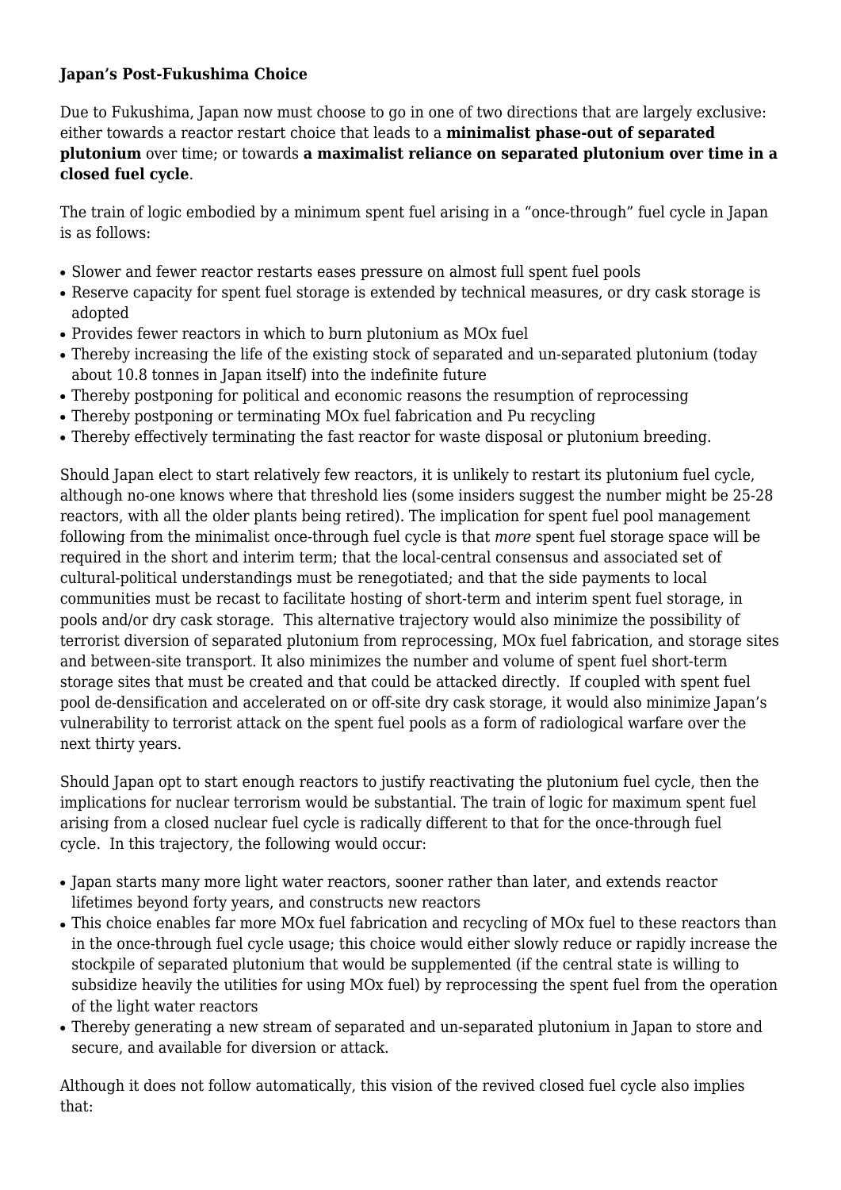**Japan's Post-Fukushima Choice**

Due to Fukushima, Japan now must choose to go in one of two directions that are largely exclusive: either towards a reactor restart choice that leads to a **minimalist phase-out of separated plutonium** over time; or towards **a maximalist reliance on separated plutonium over time in a closed fuel cycle**.

The train of logic embodied by a minimum spent fuel arising in a "once-through" fuel cycle in Japan is as follows:

- Slower and fewer reactor restarts eases pressure on almost full spent fuel pools
- Reserve capacity for spent fuel storage is extended by technical measures, or dry cask storage is adopted
- Provides fewer reactors in which to burn plutonium as MOx fuel
- Thereby increasing the life of the existing stock of separated and un-separated plutonium (today about 10.8 tonnes in Japan itself) into the indefinite future
- Thereby postponing for political and economic reasons the resumption of reprocessing
- Thereby postponing or terminating MOx fuel fabrication and Pu recycling
- Thereby effectively terminating the fast reactor for waste disposal or plutonium breeding.

Should Japan elect to start relatively few reactors, it is unlikely to restart its plutonium fuel cycle, although no-one knows where that threshold lies (some insiders suggest the number might be 25-28 reactors, with all the older plants being retired). The implication for spent fuel pool management following from the minimalist once-through fuel cycle is that *more* spent fuel storage space will be required in the short and interim term; that the local-central consensus and associated set of cultural-political understandings must be renegotiated; and that the side payments to local communities must be recast to facilitate hosting of short-term and interim spent fuel storage, in pools and/or dry cask storage. This alternative trajectory would also minimize the possibility of terrorist diversion of separated plutonium from reprocessing, MOx fuel fabrication, and storage sites and between-site transport. It also minimizes the number and volume of spent fuel short-term storage sites that must be created and that could be attacked directly. If coupled with spent fuel pool de-densification and accelerated on or off-site dry cask storage, it would also minimize Japan's vulnerability to terrorist attack on the spent fuel pools as a form of radiological warfare over the next thirty years.

Should Japan opt to start enough reactors to justify reactivating the plutonium fuel cycle, then the implications for nuclear terrorism would be substantial. The train of logic for maximum spent fuel arising from a closed nuclear fuel cycle is radically different to that for the once-through fuel cycle. In this trajectory, the following would occur:

- Japan starts many more light water reactors, sooner rather than later, and extends reactor lifetimes beyond forty years, and constructs new reactors
- This choice enables far more MOx fuel fabrication and recycling of MOx fuel to these reactors than in the once-through fuel cycle usage; this choice would either slowly reduce or rapidly increase the stockpile of separated plutonium that would be supplemented (if the central state is willing to subsidize heavily the utilities for using MOx fuel) by reprocessing the spent fuel from the operation of the light water reactors
- Thereby generating a new stream of separated and un-separated plutonium in Japan to store and secure, and available for diversion or attack.

Although it does not follow automatically, this vision of the revived closed fuel cycle also implies that: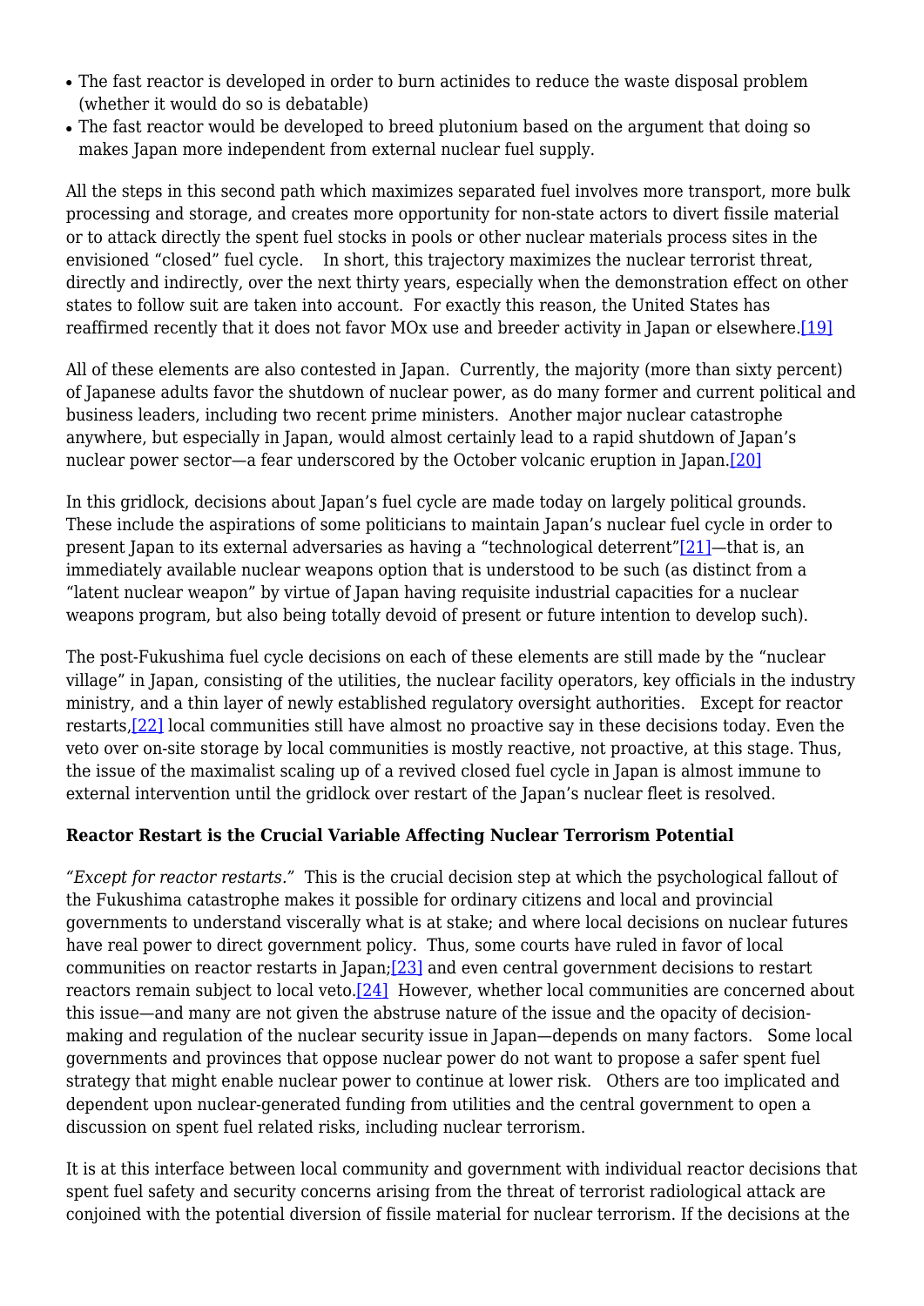- The fast reactor is developed in order to burn actinides to reduce the waste disposal problem (whether it would do so is debatable)
- The fast reactor would be developed to breed plutonium based on the argument that doing so makes Japan more independent from external nuclear fuel supply.

All the steps in this second path which maximizes separated fuel involves more transport, more bulk processing and storage, and creates more opportunity for non-state actors to divert fissile material or to attack directly the spent fuel stocks in pools or other nuclear materials process sites in the envisioned "closed" fuel cycle.   In short, this trajectory maximizes the nuclear terrorist threat, directly and indirectly, over the next thirty years, especially when the demonstration effect on other states to follow suit are taken into account.  For exactly this reason, the United States has reaffirmed recently that it does not favor MOx use and breeder activity in Japan or elsewhere.[19]

All of these elements are also contested in Japan.  Currently, the majority (more than sixty percent) of Japanese adults favor the shutdown of nuclear power, as do many former and current political and business leaders, including two recent prime ministers.  Another major nuclear catastrophe anywhere, but especially in Japan, would almost certainly lead to a rapid shutdown of Japan's nuclear power sector—a fear underscored by the October volcanic eruption in Japan.[20]

In this gridlock, decisions about Japan's fuel cycle are made today on largely political grounds. These include the aspirations of some politicians to maintain Japan's nuclear fuel cycle in order to present Japan to its external adversaries as having a "technological deterrent"[21]—that is, an immediately available nuclear weapons option that is understood to be such (as distinct from a "latent nuclear weapon" by virtue of Japan having requisite industrial capacities for a nuclear weapons program, but also being totally devoid of present or future intention to develop such).

The post-Fukushima fuel cycle decisions on each of these elements are still made by the "nuclear village" in Japan, consisting of the utilities, the nuclear facility operators, key officials in the industry ministry, and a thin layer of newly established regulatory oversight authorities.   Except for reactor restarts,[22] local communities still have almost no proactive say in these decisions today. Even the veto over on-site storage by local communities is mostly reactive, not proactive, at this stage. Thus, the issue of the maximalist scaling up of a revived closed fuel cycle in Japan is almost immune to external intervention until the gridlock over restart of the Japan's nuclear fleet is resolved.

**Reactor Restart is the Crucial Variable Affecting Nuclear Terrorism Potential**

*"Except for reactor restarts."*  This is the crucial decision step at which the psychological fallout of the Fukushima catastrophe makes it possible for ordinary citizens and local and provincial governments to understand viscerally what is at stake; and where local decisions on nuclear futures have real power to direct government policy.  Thus, some courts have ruled in favor of local communities on reactor restarts in Japan;[23] and even central government decisions to restart reactors remain subject to local veto.[24]  However, whether local communities are concerned about this issue—and many are not given the abstruse nature of the issue and the opacity of decision-making and regulation of the nuclear security issue in Japan—depends on many factors.   Some local governments and provinces that oppose nuclear power do not want to propose a safer spent fuel strategy that might enable nuclear power to continue at lower risk.   Others are too implicated and dependent upon nuclear-generated funding from utilities and the central government to open a discussion on spent fuel related risks, including nuclear terrorism.

It is at this interface between local community and government with individual reactor decisions that spent fuel safety and security concerns arising from the threat of terrorist radiological attack are conjoined with the potential diversion of fissile material for nuclear terrorism. If the decisions at the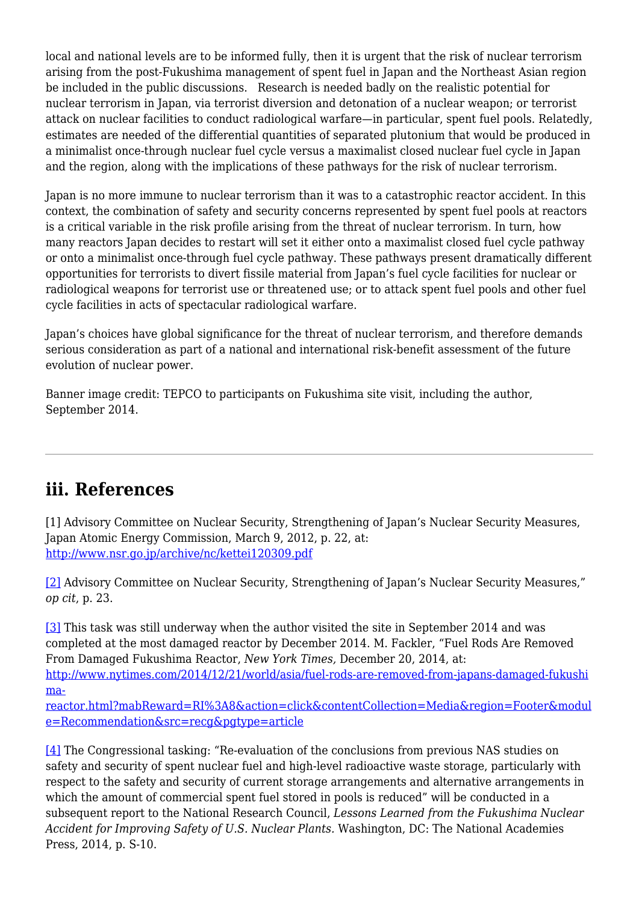local and national levels are to be informed fully, then it is urgent that the risk of nuclear terrorism arising from the post-Fukushima management of spent fuel in Japan and the Northeast Asian region be included in the public discussions. Research is needed badly on the realistic potential for nuclear terrorism in Japan, via terrorist diversion and detonation of a nuclear weapon; or terrorist attack on nuclear facilities to conduct radiological warfare—in particular, spent fuel pools. Relatedly, estimates are needed of the differential quantities of separated plutonium that would be produced in a minimalist once-through nuclear fuel cycle versus a maximalist closed nuclear fuel cycle in Japan and the region, along with the implications of these pathways for the risk of nuclear terrorism.

Japan is no more immune to nuclear terrorism than it was to a catastrophic reactor accident. In this context, the combination of safety and security concerns represented by spent fuel pools at reactors is a critical variable in the risk profile arising from the threat of nuclear terrorism. In turn, how many reactors Japan decides to restart will set it either onto a maximalist closed fuel cycle pathway or onto a minimalist once-through fuel cycle pathway. These pathways present dramatically different opportunities for terrorists to divert fissile material from Japan's fuel cycle facilities for nuclear or radiological weapons for terrorist use or threatened use; or to attack spent fuel pools and other fuel cycle facilities in acts of spectacular radiological warfare.

Japan's choices have global significance for the threat of nuclear terrorism, and therefore demands serious consideration as part of a national and international risk-benefit assessment of the future evolution of nuclear power.

Banner image credit: TEPCO to participants on Fukushima site visit, including the author, September 2014.

---

## iii. References

[1] Advisory Committee on Nuclear Security, Strengthening of Japan's Nuclear Security Measures, Japan Atomic Energy Commission, March 9, 2012, p. 22, at: http://www.nsr.go.jp/archive/nc/kettei120309.pdf

[2] Advisory Committee on Nuclear Security, Strengthening of Japan's Nuclear Security Measures," *op cit*, p. 23.

[3] This task was still underway when the author visited the site in September 2014 and was completed at the most damaged reactor by December 2014. M. Fackler, "Fuel Rods Are Removed From Damaged Fukushima Reactor, *New York Times,* December 20, 2014, at: http://www.nytimes.com/2014/12/21/world/asia/fuel-rods-are-removed-from-japans-damaged-fukushima-reactor.html?mabReward=RI%3A8&action=click&contentCollection=Media&region=Footer&module=Recommendation&src=recg&pgtype=article

[4] The Congressional tasking: "Re-evaluation of the conclusions from previous NAS studies on safety and security of spent nuclear fuel and high-level radioactive waste storage, particularly with respect to the safety and security of current storage arrangements and alternative arrangements in which the amount of commercial spent fuel stored in pools is reduced" will be conducted in a subsequent report to the National Research Council, *Lessons Learned from the Fukushima Nuclear Accident for Improving Safety of U.S. Nuclear Plants.* Washington, DC: The National Academies Press, 2014, p. S-10.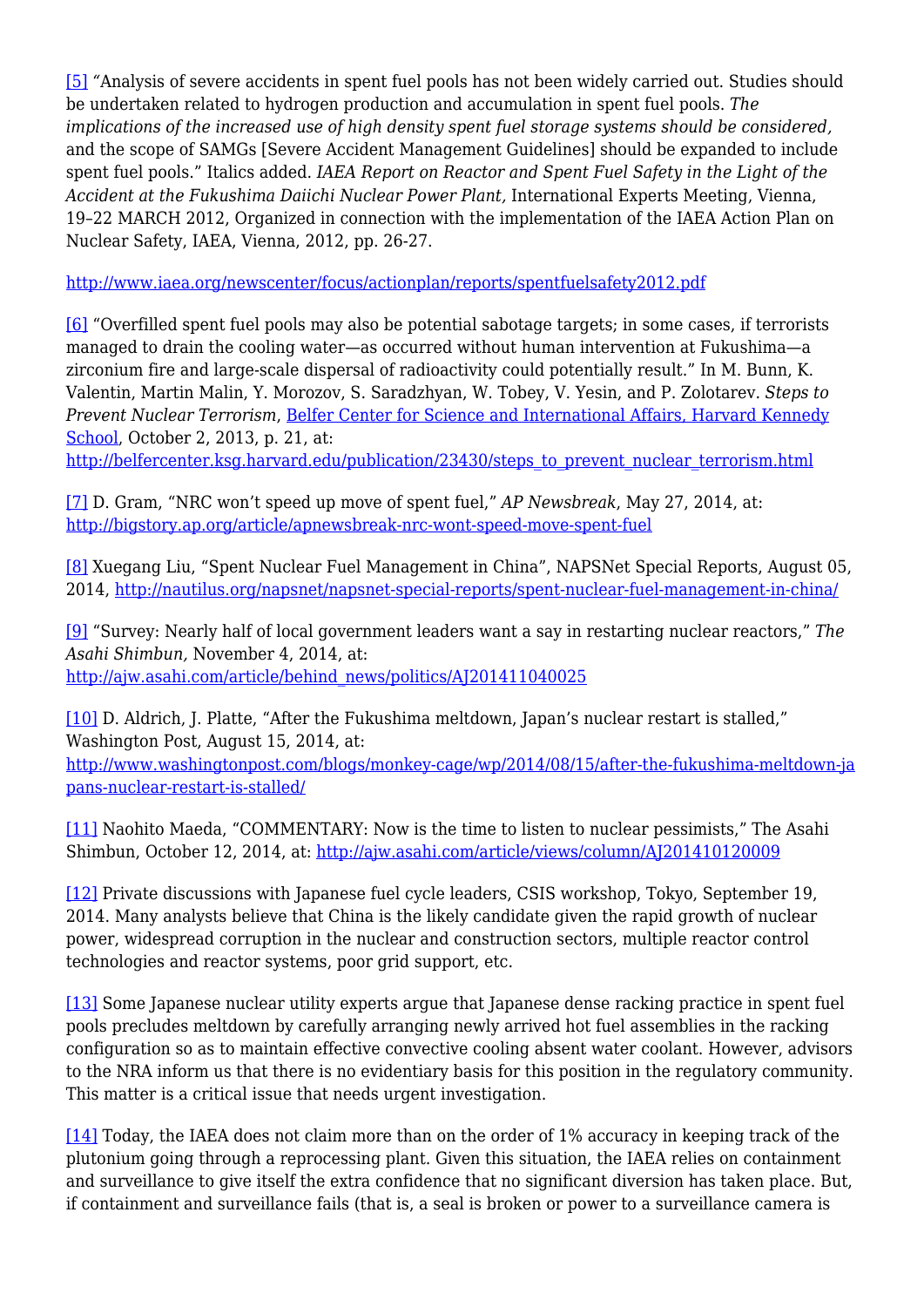[5] "Analysis of severe accidents in spent fuel pools has not been widely carried out. Studies should be undertaken related to hydrogen production and accumulation in spent fuel pools. *The implications of the increased use of high density spent fuel storage systems should be considered,* and the scope of SAMGs [Severe Accident Management Guidelines] should be expanded to include spent fuel pools." Italics added. *IAEA Report on Reactor and Spent Fuel Safety in the Light of the Accident at the Fukushima Daiichi Nuclear Power Plant,* International Experts Meeting, Vienna, 19–22 MARCH 2012, Organized in connection with the implementation of the IAEA Action Plan on Nuclear Safety, IAEA, Vienna, 2012, pp. 26-27.

http://www.iaea.org/newscenter/focus/actionplan/reports/spentfuelsafety2012.pdf

[6] "Overfilled spent fuel pools may also be potential sabotage targets; in some cases, if terrorists managed to drain the cooling water—as occurred without human intervention at Fukushima—a zirconium fire and large-scale dispersal of radioactivity could potentially result." In M. Bunn, K. Valentin, Martin Malin, Y. Morozov, S. Saradzhyan, W. Tobey, V. Yesin, and P. Zolotarev. *Steps to Prevent Nuclear Terrorism*, Belfer Center for Science and International Affairs, Harvard Kennedy School, October 2, 2013, p. 21, at: http://belfercenter.ksg.harvard.edu/publication/23430/steps_to_prevent_nuclear_terrorism.html

[7] D. Gram, "NRC won't speed up move of spent fuel," *AP Newsbreak*, May 27, 2014, at: http://bigstory.ap.org/article/apnewsbreak-nrc-wont-speed-move-spent-fuel

[8] Xuegang Liu, "Spent Nuclear Fuel Management in China", NAPSNet Special Reports, August 05, 2014, http://nautilus.org/napsnet/napsnet-special-reports/spent-nuclear-fuel-management-in-china/

[9] "Survey: Nearly half of local government leaders want a say in restarting nuclear reactors," *The Asahi Shimbun,* November 4, 2014, at: http://ajw.asahi.com/article/behind_news/politics/AJ201411040025

[10] D. Aldrich, J. Platte, "After the Fukushima meltdown, Japan's nuclear restart is stalled," Washington Post, August 15, 2014, at: http://www.washingtonpost.com/blogs/monkey-cage/wp/2014/08/15/after-the-fukushima-meltdown-japans-nuclear-restart-is-stalled/

[11] Naohito Maeda, "COMMENTARY: Now is the time to listen to nuclear pessimists," The Asahi Shimbun, October 12, 2014, at: http://ajw.asahi.com/article/views/column/AJ201410120009

[12] Private discussions with Japanese fuel cycle leaders, CSIS workshop, Tokyo, September 19, 2014. Many analysts believe that China is the likely candidate given the rapid growth of nuclear power, widespread corruption in the nuclear and construction sectors, multiple reactor control technologies and reactor systems, poor grid support, etc.

[13] Some Japanese nuclear utility experts argue that Japanese dense racking practice in spent fuel pools precludes meltdown by carefully arranging newly arrived hot fuel assemblies in the racking configuration so as to maintain effective convective cooling absent water coolant. However, advisors to the NRA inform us that there is no evidentiary basis for this position in the regulatory community. This matter is a critical issue that needs urgent investigation.

[14] Today, the IAEA does not claim more than on the order of 1% accuracy in keeping track of the plutonium going through a reprocessing plant. Given this situation, the IAEA relies on containment and surveillance to give itself the extra confidence that no significant diversion has taken place. But, if containment and surveillance fails (that is, a seal is broken or power to a surveillance camera is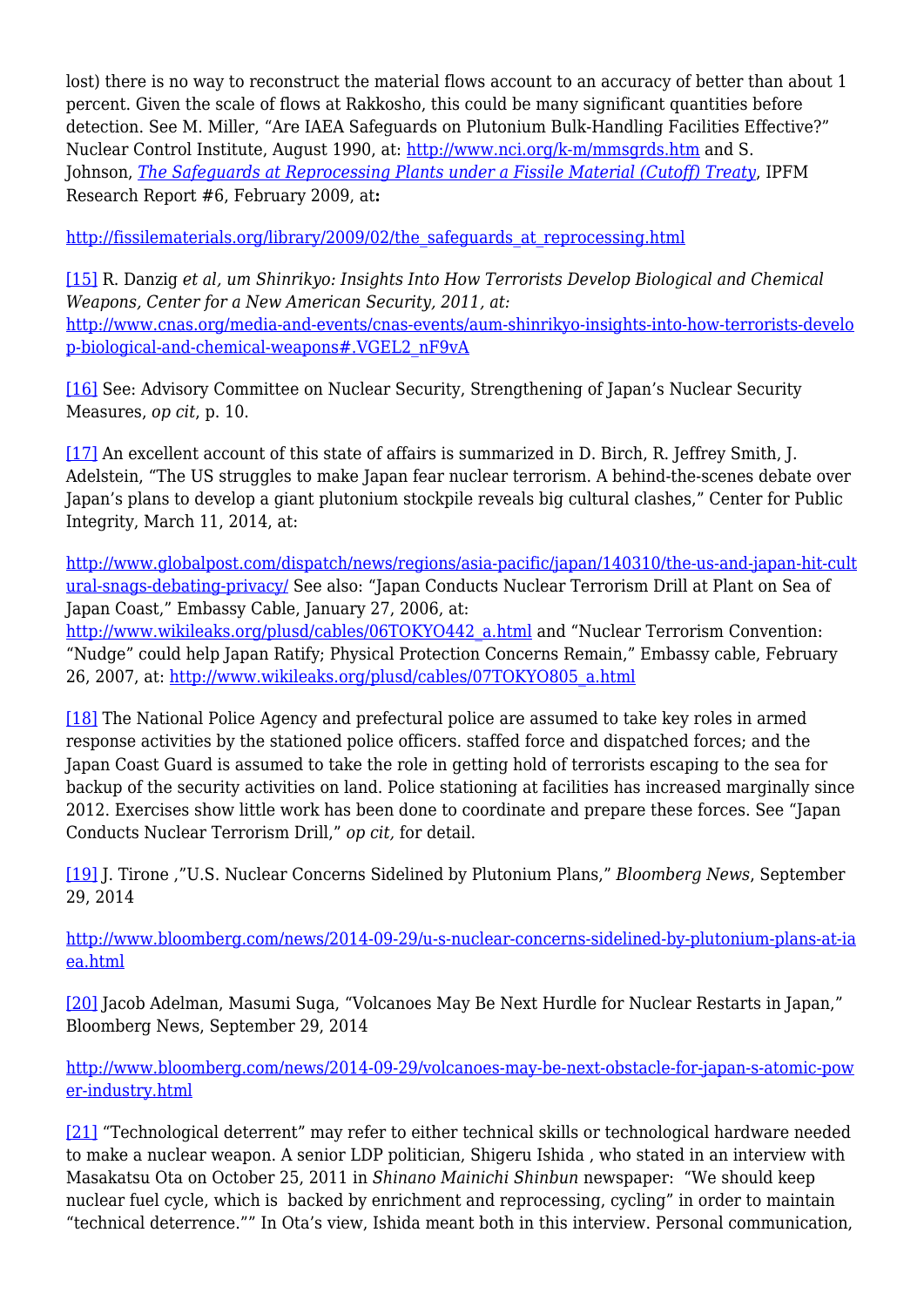lost) there is no way to reconstruct the material flows account to an accuracy of better than about 1 percent. Given the scale of flows at Rakkosho, this could be many significant quantities before detection. See M. Miller, "Are IAEA Safeguards on Plutonium Bulk-Handling Facilities Effective?" Nuclear Control Institute, August 1990, at: http://www.nci.org/k-m/mmsgrds.htm and S. Johnson, *The Safeguards at Reprocessing Plants under a Fissile Material (Cutoff) Treaty*, IPFM Research Report #6, February 2009, at**:**

http://fissilematerials.org/library/2009/02/the_safeguards_at_reprocessing.html

[15] R. Danzig *et al, um Shinrikyo: Insights Into How Terrorists Develop Biological and Chemical Weapons, Center for a New American Security, 2011, at:* http://www.cnas.org/media-and-events/cnas-events/aum-shinrikyo-insights-into-how-terrorists-develop-biological-and-chemical-weapons#.VGEL2_nF9vA

[16] See: Advisory Committee on Nuclear Security, Strengthening of Japan's Nuclear Security Measures, *op cit*, p. 10.

[17] An excellent account of this state of affairs is summarized in D. Birch, R. Jeffrey Smith, J. Adelstein, "The US struggles to make Japan fear nuclear terrorism. A behind-the-scenes debate over Japan's plans to develop a giant plutonium stockpile reveals big cultural clashes," Center for Public Integrity, March 11, 2014, at:

http://www.globalpost.com/dispatch/news/regions/asia-pacific/japan/140310/the-us-and-japan-hit-cultural-snags-debating-privacy/ See also: "Japan Conducts Nuclear Terrorism Drill at Plant on Sea of Japan Coast," Embassy Cable, January 27, 2006, at: http://www.wikileaks.org/plusd/cables/06TOKYO442_a.html and "Nuclear Terrorism Convention: "Nudge" could help Japan Ratify; Physical Protection Concerns Remain," Embassy cable, February 26, 2007, at: http://www.wikileaks.org/plusd/cables/07TOKYO805_a.html

[18] The National Police Agency and prefectural police are assumed to take key roles in armed response activities by the stationed police officers. staffed force and dispatched forces; and the Japan Coast Guard is assumed to take the role in getting hold of terrorists escaping to the sea for backup of the security activities on land. Police stationing at facilities has increased marginally since 2012. Exercises show little work has been done to coordinate and prepare these forces. See "Japan Conducts Nuclear Terrorism Drill," *op cit,* for detail.

[19] J. Tirone ,"U.S. Nuclear Concerns Sidelined by Plutonium Plans," *Bloomberg News*, September 29, 2014

http://www.bloomberg.com/news/2014-09-29/u-s-nuclear-concerns-sidelined-by-plutonium-plans-at-iaea.html

[20] Jacob Adelman, Masumi Suga, "Volcanoes May Be Next Hurdle for Nuclear Restarts in Japan," Bloomberg News, September 29, 2014

http://www.bloomberg.com/news/2014-09-29/volcanoes-may-be-next-obstacle-for-japan-s-atomic-power-industry.html

[21] "Technological deterrent" may refer to either technical skills or technological hardware needed to make a nuclear weapon. A senior LDP politician, Shigeru Ishida , who stated in an interview with Masakatsu Ota on October 25, 2011 in *Shinano Mainichi Shinbun* newspaper: "We should keep nuclear fuel cycle, which is backed by enrichment and reprocessing, cycling" in order to maintain "technical deterrence."" In Ota's view, Ishida meant both in this interview. Personal communication,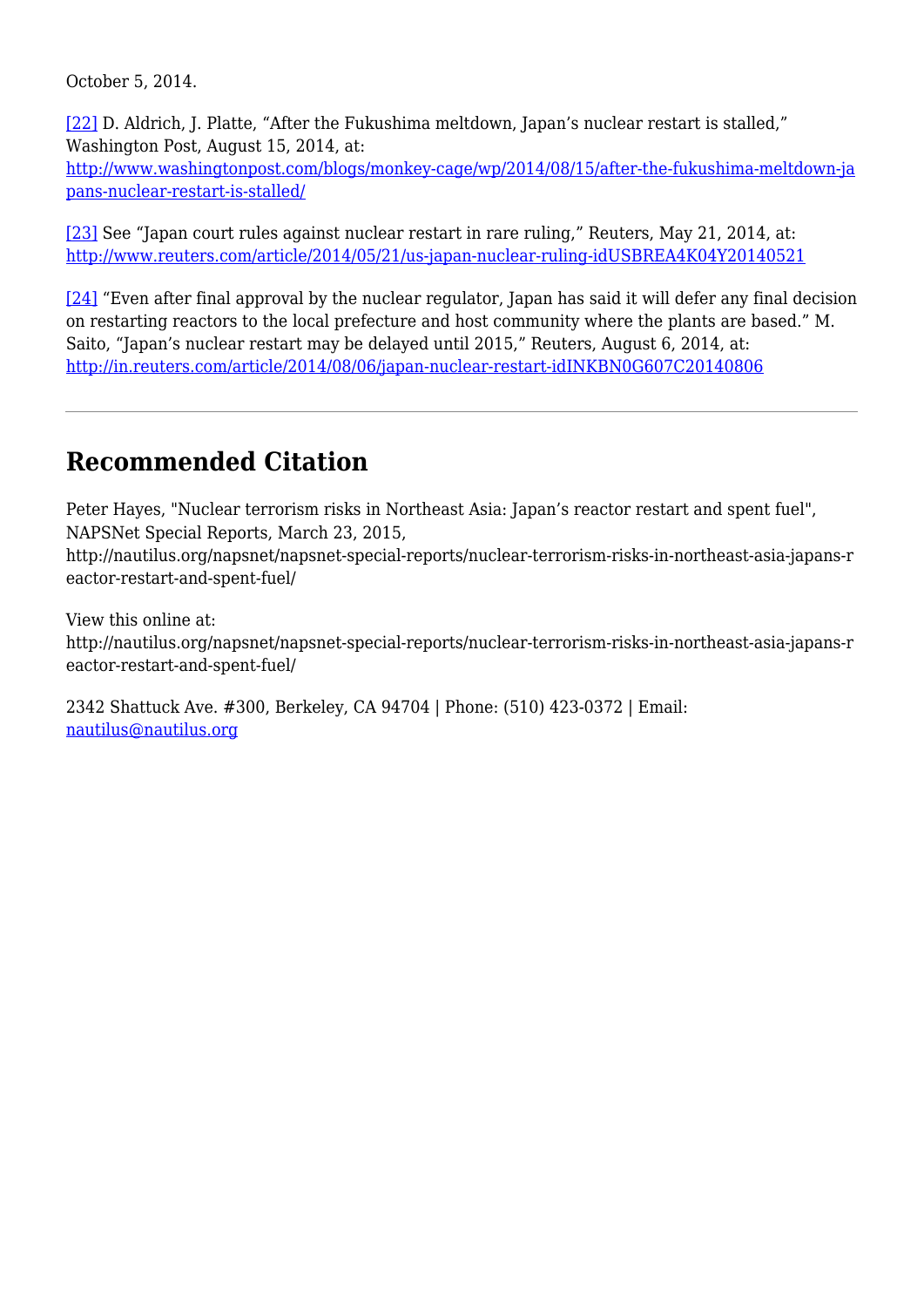October 5, 2014.

[22] D. Aldrich, J. Platte, “After the Fukushima meltdown, Japan’s nuclear restart is stalled,” Washington Post, August 15, 2014, at: http://www.washingtonpost.com/blogs/monkey-cage/wp/2014/08/15/after-the-fukushima-meltdown-japans-nuclear-restart-is-stalled/

[23] See “Japan court rules against nuclear restart in rare ruling,” Reuters, May 21, 2014, at: http://www.reuters.com/article/2014/05/21/us-japan-nuclear-ruling-idUSBREA4K04Y20140521

[24] “Even after final approval by the nuclear regulator, Japan has said it will defer any final decision on restarting reactors to the local prefecture and host community where the plants are based.” M. Saito, “Japan’s nuclear restart may be delayed until 2015,” Reuters, August 6, 2014, at: http://in.reuters.com/article/2014/08/06/japan-nuclear-restart-idINKBN0G607C20140806

---

## Recommended Citation

Peter Hayes, "Nuclear terrorism risks in Northeast Asia: Japan’s reactor restart and spent fuel", NAPSNet Special Reports, March 23, 2015, http://nautilus.org/napsnet/napsnet-special-reports/nuclear-terrorism-risks-in-northeast-asia-japans-reactor-restart-and-spent-fuel/

View this online at: http://nautilus.org/napsnet/napsnet-special-reports/nuclear-terrorism-risks-in-northeast-asia-japans-reactor-restart-and-spent-fuel/

2342 Shattuck Ave. #300, Berkeley, CA 94704 | Phone: (510) 423-0372 | Email: nautilus@nautilus.org